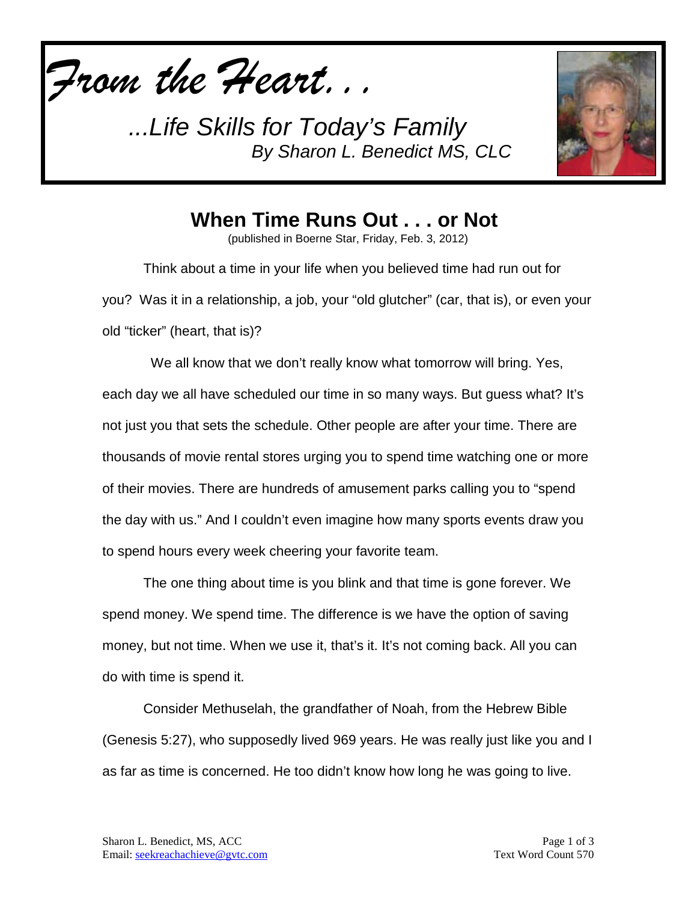*From the Heart. . .*

*...Life Skills for Today's Family*
*By Sharon L. Benedict MS, CLC*

# When Time Runs Out . . . or Not

(published in Boerne Star, Friday, Feb. 3, 2012)

Think about a time in your life when you believed time had run out for you? Was it in a relationship, a job, your "old glutcher" (car, that is), or even your old "ticker" (heart, that is)?

We all know that we don't really know what tomorrow will bring. Yes, each day we all have scheduled our time in so many ways. But guess what? It's not just you that sets the schedule. Other people are after your time. There are thousands of movie rental stores urging you to spend time watching one or more of their movies. There are hundreds of amusement parks calling you to "spend the day with us." And I couldn't even imagine how many sports events draw you to spend hours every week cheering your favorite team.

The one thing about time is you blink and that time is gone forever. We spend money. We spend time. The difference is we have the option of saving money, but not time. When we use it, that's it. It's not coming back. All you can do with time is spend it.

Consider Methuselah, the grandfather of Noah, from the Hebrew Bible (Genesis 5:27), who supposedly lived 969 years. He was really just like you and I as far as time is concerned. He too didn't know how long he was going to live.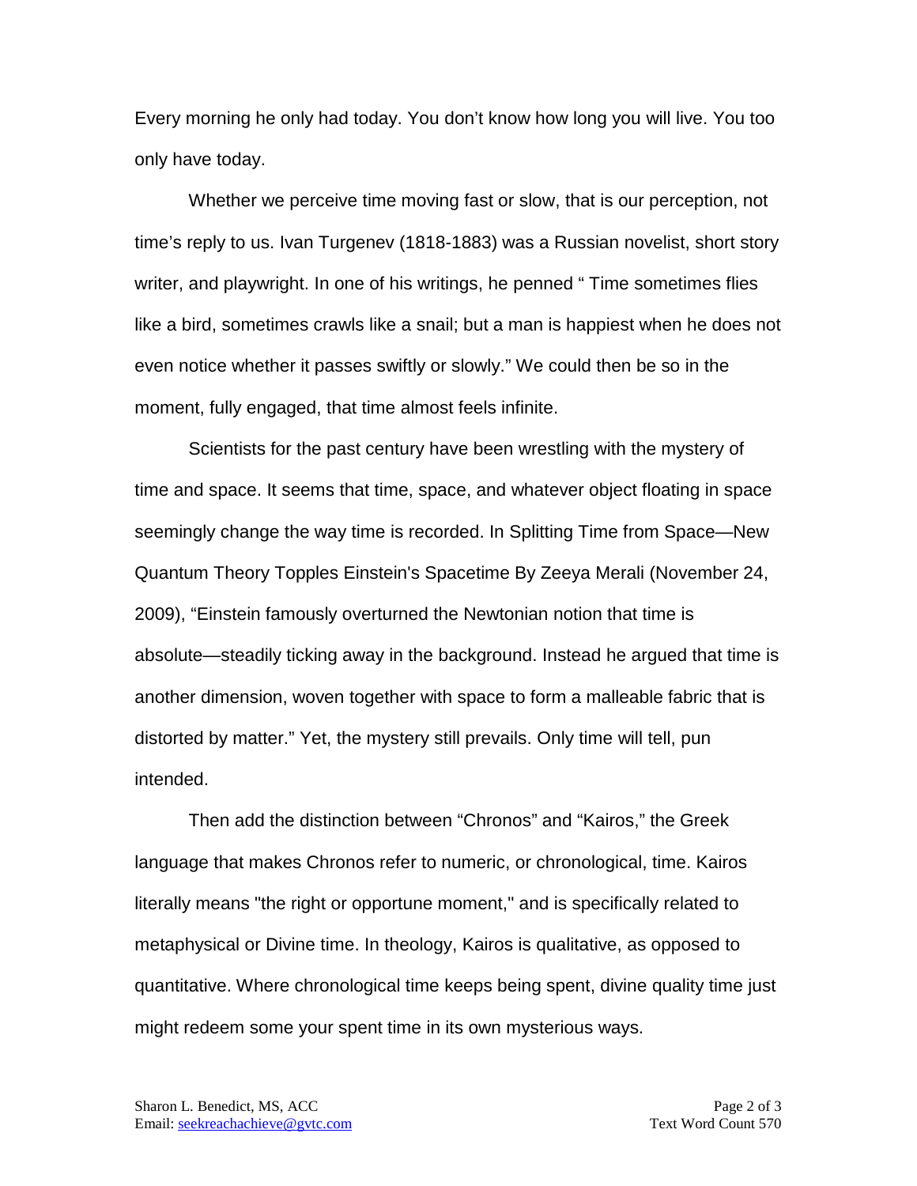Every morning he only had today. You don't know how long you will live. You too only have today.

Whether we perceive time moving fast or slow, that is our perception, not time's reply to us. Ivan Turgenev (1818-1883) was a Russian novelist, short story writer, and playwright. In one of his writings, he penned " Time sometimes flies like a bird, sometimes crawls like a snail; but a man is happiest when he does not even notice whether it passes swiftly or slowly." We could then be so in the moment, fully engaged, that time almost feels infinite.

Scientists for the past century have been wrestling with the mystery of time and space. It seems that time, space, and whatever object floating in space seemingly change the way time is recorded. In Splitting Time from Space—New Quantum Theory Topples Einstein's Spacetime By Zeeya Merali (November 24, 2009), "Einstein famously overturned the Newtonian notion that time is absolute—steadily ticking away in the background. Instead he argued that time is another dimension, woven together with space to form a malleable fabric that is distorted by matter." Yet, the mystery still prevails. Only time will tell, pun intended.

Then add the distinction between "Chronos" and "Kairos," the Greek language that makes Chronos refer to numeric, or chronological, time. Kairos literally means "the right or opportune moment," and is specifically related to metaphysical or Divine time. In theology, Kairos is qualitative, as opposed to quantitative. Where chronological time keeps being spent, divine quality time just might redeem some your spent time in its own mysterious ways.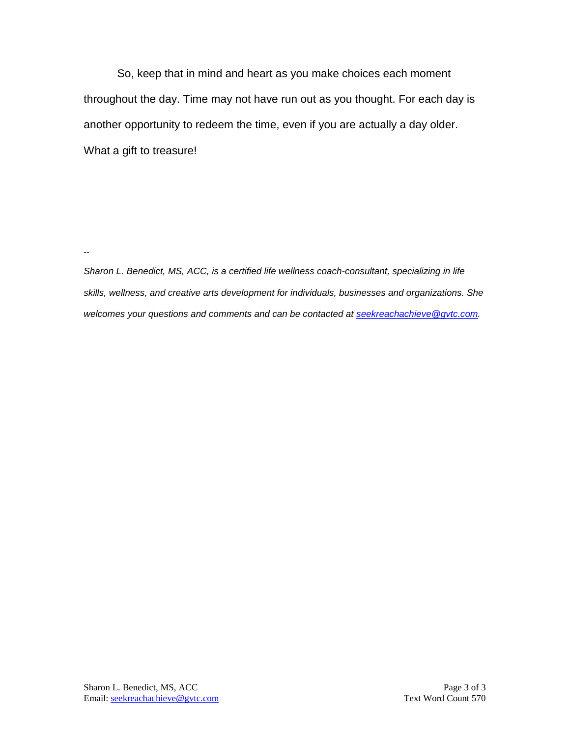So, keep that in mind and heart as you make choices each moment throughout the day. Time may not have run out as you thought. For each day is another opportunity to redeem the time, even if you are actually a day older. What a gift to treasure!

--

*Sharon L. Benedict, MS, ACC, is a certified life wellness coach-consultant, specializing in life skills, wellness, and creative arts development for individuals, businesses and organizations. She welcomes your questions and comments and can be contacted at [seekreachachieve@gvtc.com](mailto:seekreachachieve@gvtc.com).*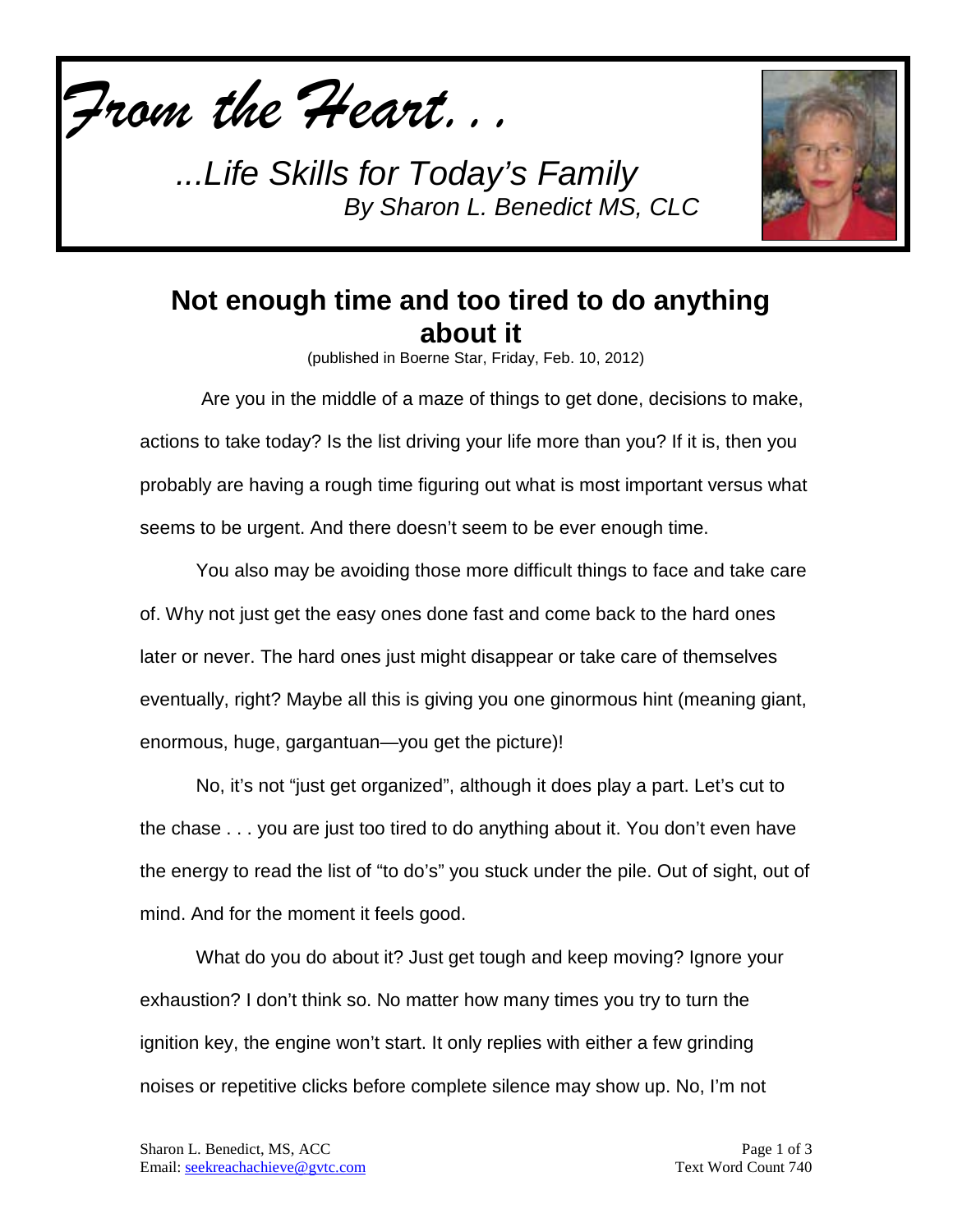*From the Heart. . .*

*...Life Skills for Today's Family*
*By Sharon L. Benedict MS, CLC*

## Not enough time and too tired to do anything about it

(published in Boerne Star, Friday, Feb. 10, 2012)

Are you in the middle of a maze of things to get done, decisions to make, actions to take today? Is the list driving your life more than you? If it is, then you probably are having a rough time figuring out what is most important versus what seems to be urgent. And there doesn't seem to be ever enough time.

You also may be avoiding those more difficult things to face and take care of. Why not just get the easy ones done fast and come back to the hard ones later or never. The hard ones just might disappear or take care of themselves eventually, right? Maybe all this is giving you one ginormous hint (meaning giant, enormous, huge, gargantuan—you get the picture)!

No, it's not "just get organized", although it does play a part. Let's cut to the chase . . . you are just too tired to do anything about it. You don't even have the energy to read the list of "to do's" you stuck under the pile. Out of sight, out of mind. And for the moment it feels good.

What do you do about it? Just get tough and keep moving? Ignore your exhaustion? I don't think so. No matter how many times you try to turn the ignition key, the engine won't start. It only replies with either a few grinding noises or repetitive clicks before complete silence may show up. No, I'm not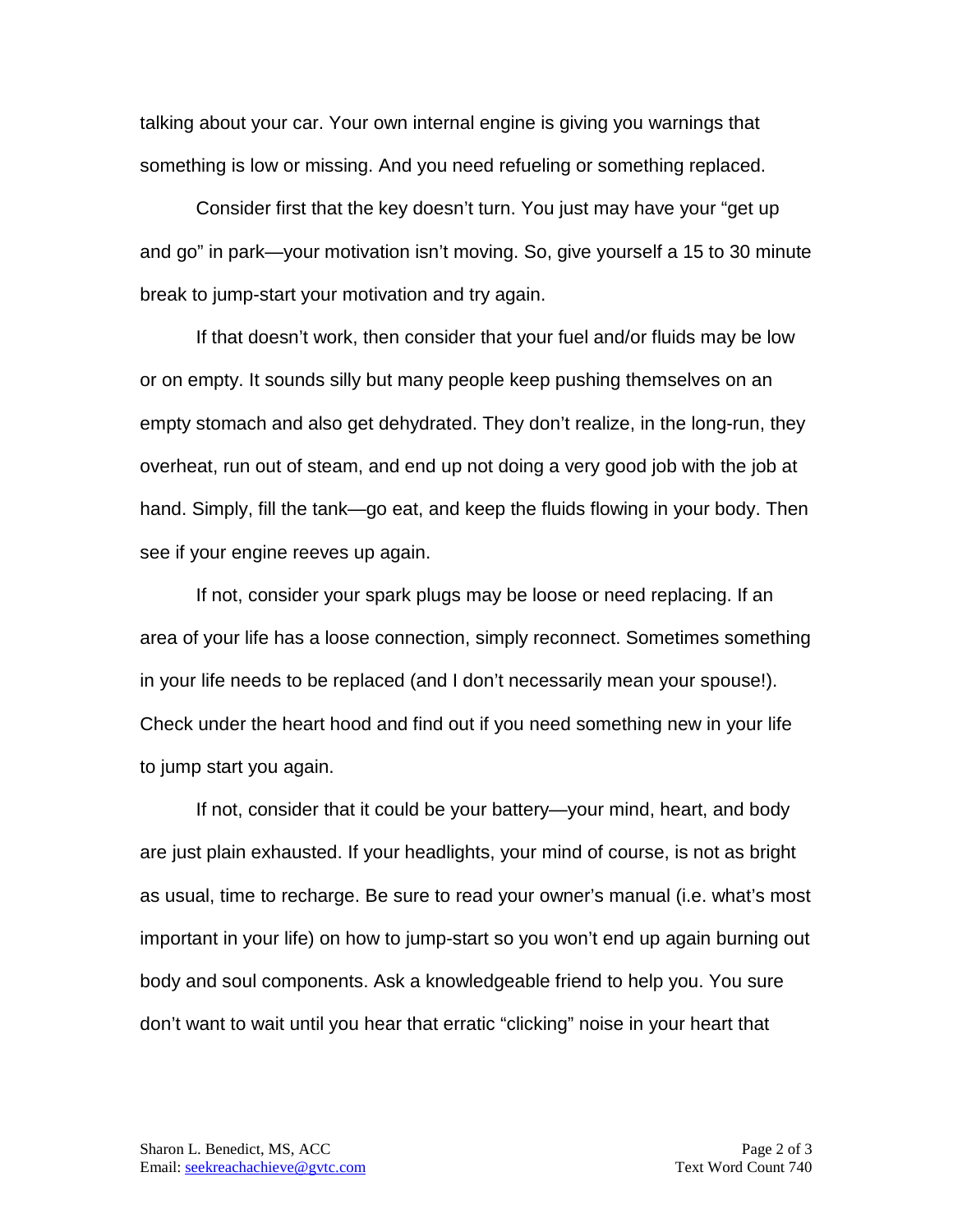talking about your car. Your own internal engine is giving you warnings that something is low or missing. And you need refueling or something replaced.

Consider first that the key doesn't turn. You just may have your "get up and go" in park—your motivation isn't moving. So, give yourself a 15 to 30 minute break to jump-start your motivation and try again.

If that doesn't work, then consider that your fuel and/or fluids may be low or on empty. It sounds silly but many people keep pushing themselves on an empty stomach and also get dehydrated. They don't realize, in the long-run, they overheat, run out of steam, and end up not doing a very good job with the job at hand. Simply, fill the tank—go eat, and keep the fluids flowing in your body. Then see if your engine reeves up again.

If not, consider your spark plugs may be loose or need replacing. If an area of your life has a loose connection, simply reconnect. Sometimes something in your life needs to be replaced (and I don't necessarily mean your spouse!). Check under the heart hood and find out if you need something new in your life to jump start you again.

If not, consider that it could be your battery—your mind, heart, and body are just plain exhausted. If your headlights, your mind of course, is not as bright as usual, time to recharge. Be sure to read your owner's manual (i.e. what's most important in your life) on how to jump-start so you won't end up again burning out body and soul components. Ask a knowledgeable friend to help you. You sure don't want to wait until you hear that erratic "clicking" noise in your heart that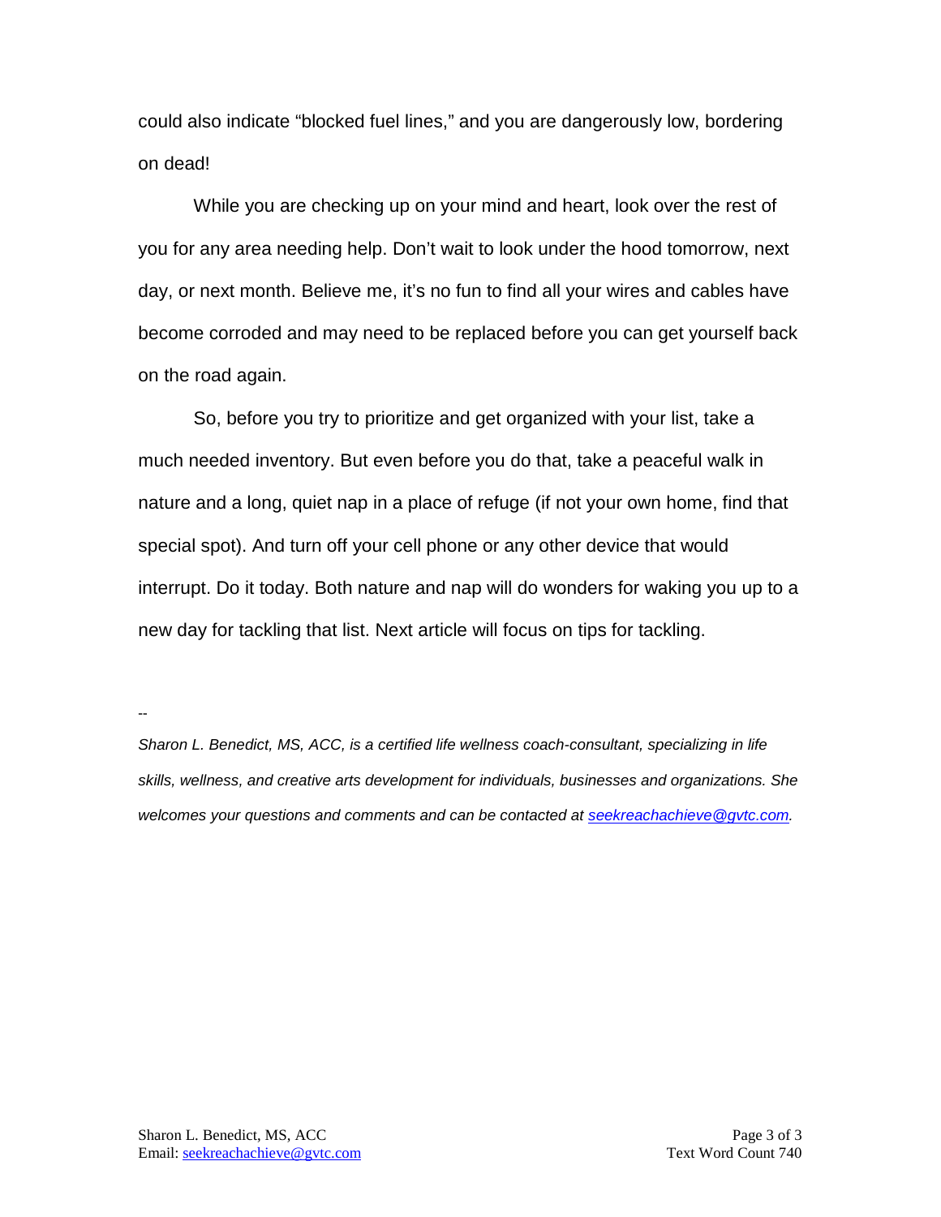could also indicate "blocked fuel lines," and you are dangerously low, bordering on dead!

While you are checking up on your mind and heart, look over the rest of you for any area needing help. Don't wait to look under the hood tomorrow, next day, or next month. Believe me, it's no fun to find all your wires and cables have become corroded and may need to be replaced before you can get yourself back on the road again.

So, before you try to prioritize and get organized with your list, take a much needed inventory. But even before you do that, take a peaceful walk in nature and a long, quiet nap in a place of refuge (if not your own home, find that special spot). And turn off your cell phone or any other device that would interrupt. Do it today. Both nature and nap will do wonders for waking you up to a new day for tackling that list. Next article will focus on tips for tackling.

--

*Sharon L. Benedict, MS, ACC, is a certified life wellness coach-consultant, specializing in life skills, wellness, and creative arts development for individuals, businesses and organizations. She welcomes your questions and comments and can be contacted at seekreachachieve@gvtc.com.*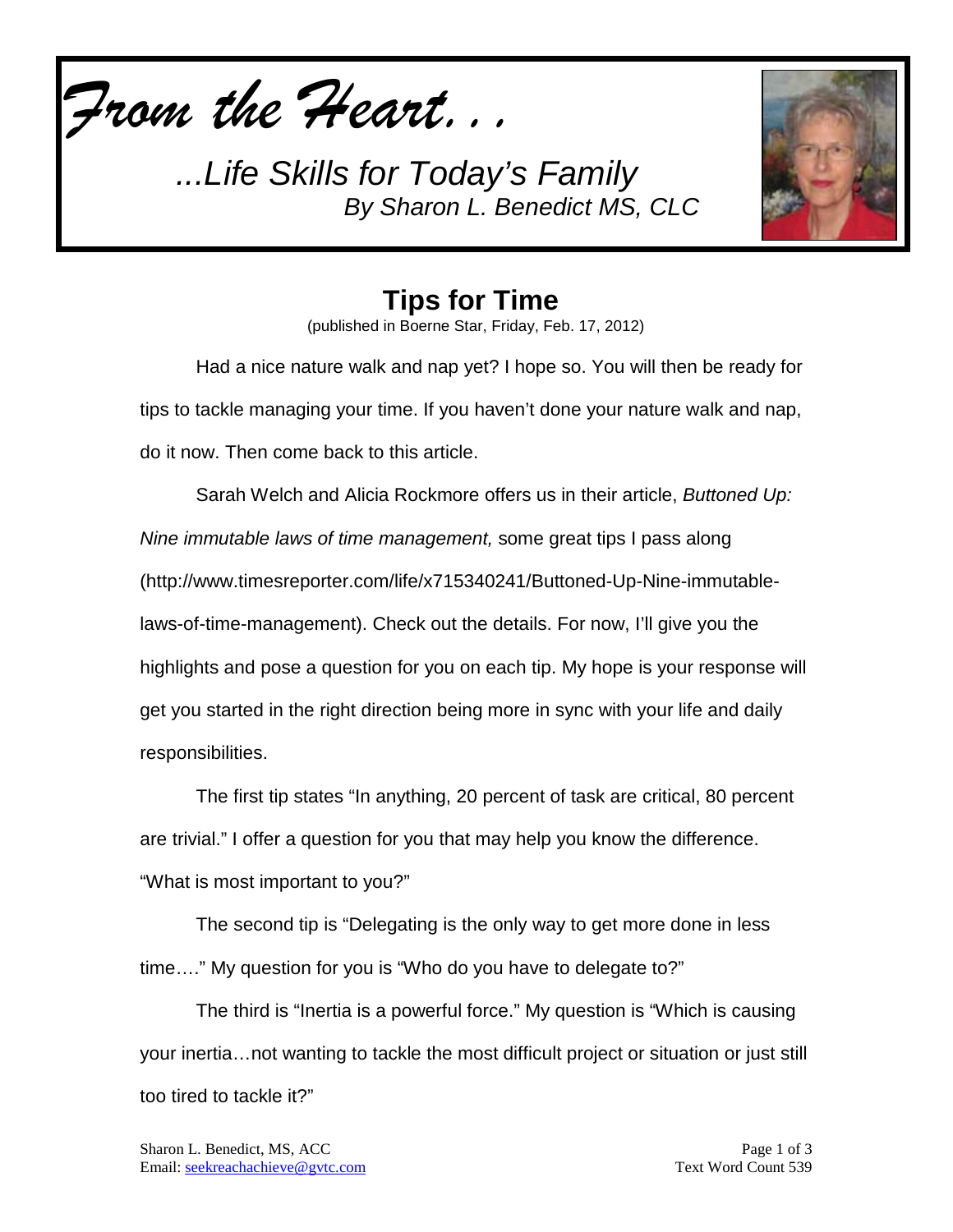*From the Heart…*

*...Life Skills for Today's Family*
*By Sharon L. Benedict MS, CLC*

# Tips for Time

(published in Boerne Star, Friday, Feb. 17, 2012)

Had a nice nature walk and nap yet? I hope so. You will then be ready for tips to tackle managing your time. If you haven't done your nature walk and nap, do it now. Then come back to this article.

Sarah Welch and Alicia Rockmore offers us in their article, *Buttoned Up: Nine immutable laws of time management,* some great tips I pass along (http://www.timesreporter.com/life/x715340241/Buttoned-Up-Nine-immutable-laws-of-time-management). Check out the details. For now, I'll give you the highlights and pose a question for you on each tip. My hope is your response will get you started in the right direction being more in sync with your life and daily responsibilities.

The first tip states "In anything, 20 percent of task are critical, 80 percent are trivial." I offer a question for you that may help you know the difference. "What is most important to you?"

The second tip is "Delegating is the only way to get more done in less time…." My question for you is "Who do you have to delegate to?"

The third is "Inertia is a powerful force." My question is "Which is causing your inertia…not wanting to tackle the most difficult project or situation or just still too tired to tackle it?"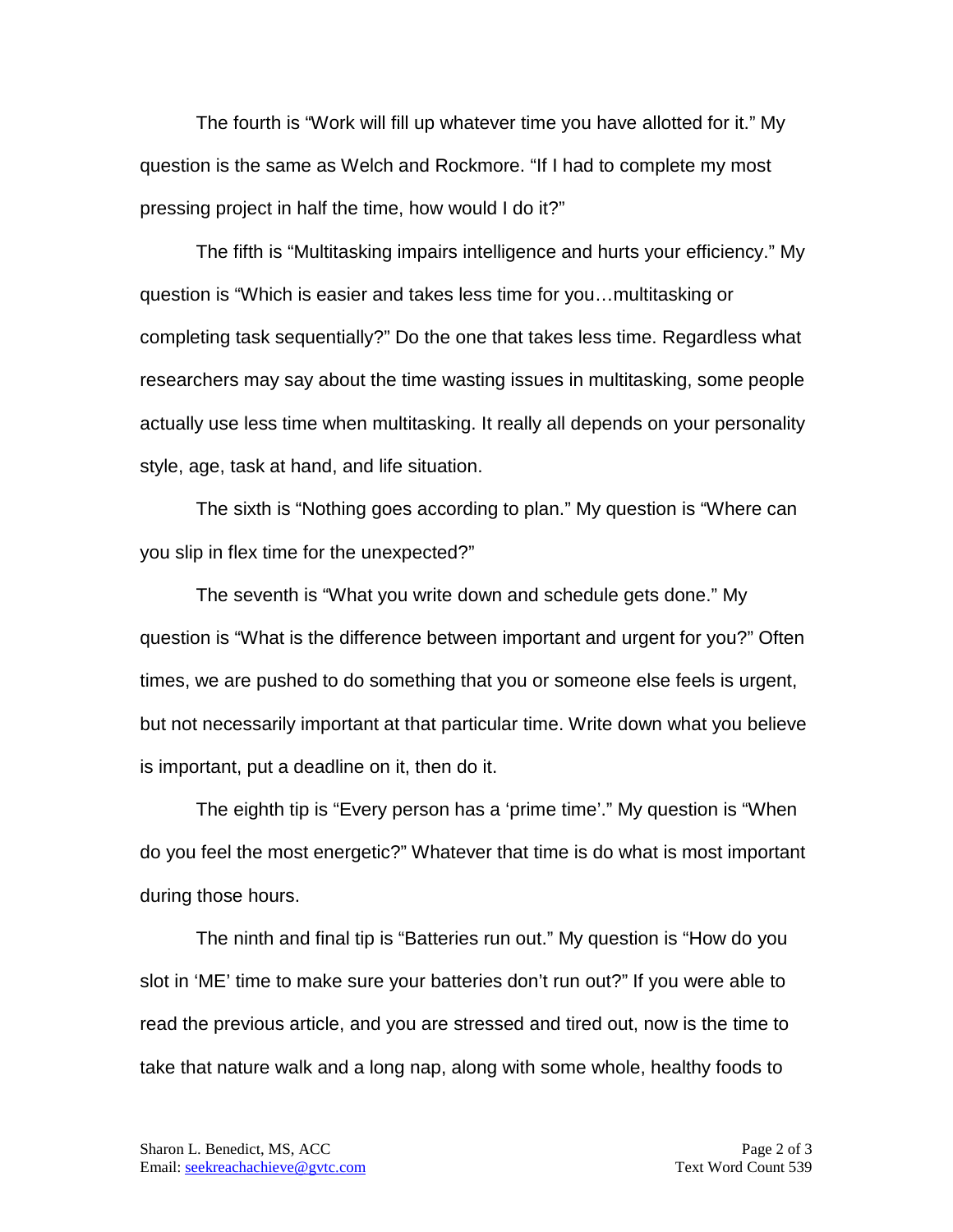The fourth is “Work will fill up whatever time you have allotted for it.” My question is the same as Welch and Rockmore. “If I had to complete my most pressing project in half the time, how would I do it?”

The fifth is “Multitasking impairs intelligence and hurts your efficiency.” My question is “Which is easier and takes less time for you…multitasking or completing task sequentially?” Do the one that takes less time. Regardless what researchers may say about the time wasting issues in multitasking, some people actually use less time when multitasking. It really all depends on your personality style, age, task at hand, and life situation.

The sixth is “Nothing goes according to plan.” My question is “Where can you slip in flex time for the unexpected?”

The seventh is “What you write down and schedule gets done.” My question is “What is the difference between important and urgent for you?” Often times, we are pushed to do something that you or someone else feels is urgent, but not necessarily important at that particular time. Write down what you believe is important, put a deadline on it, then do it.

The eighth tip is “Every person has a ‘prime time’.” My question is “When do you feel the most energetic?” Whatever that time is do what is most important during those hours.

The ninth and final tip is “Batteries run out.” My question is “How do you slot in ‘ME’ time to make sure your batteries don’t run out?” If you were able to read the previous article, and you are stressed and tired out, now is the time to take that nature walk and a long nap, along with some whole, healthy foods to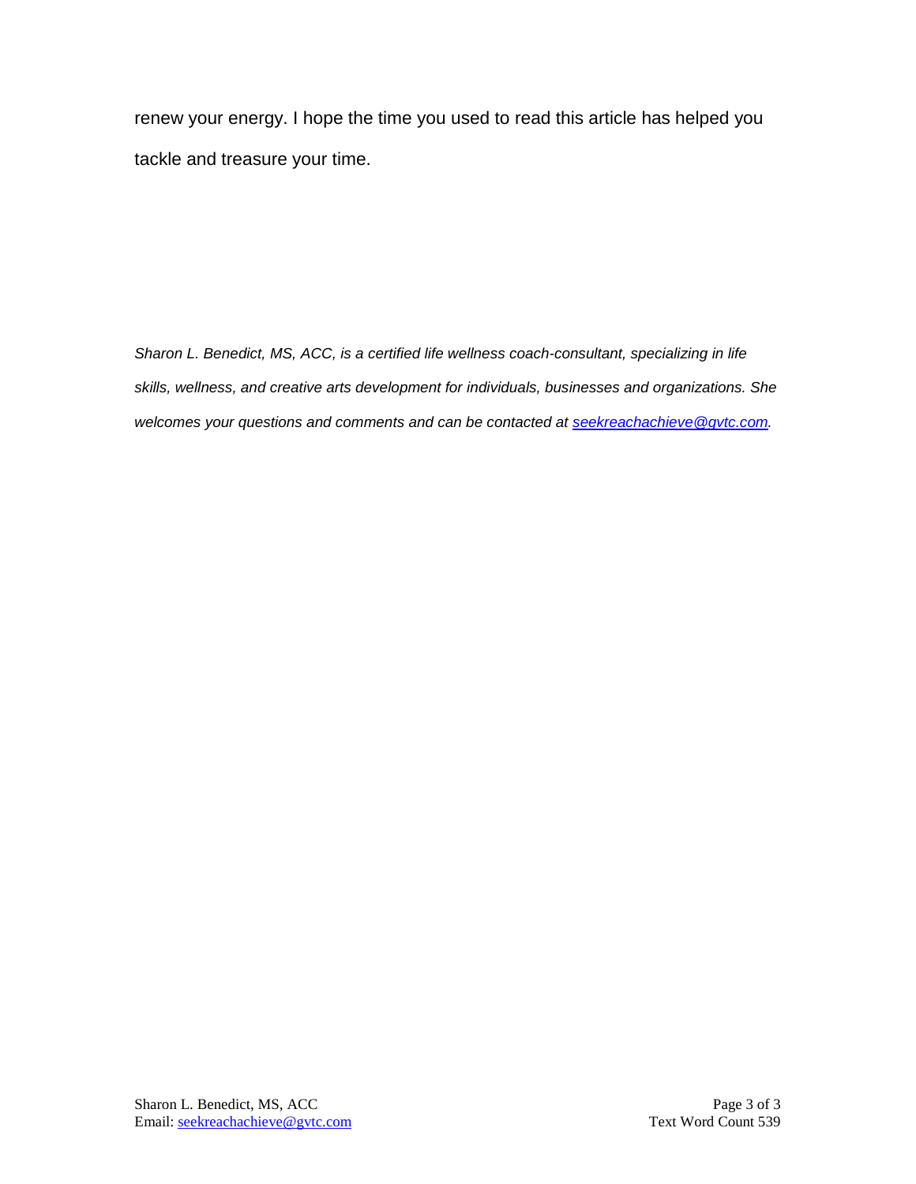renew your energy. I hope the time you used to read this article has helped you tackle and treasure your time.

*Sharon L. Benedict, MS, ACC, is a certified life wellness coach-consultant, specializing in life skills, wellness, and creative arts development for individuals, businesses and organizations. She welcomes your questions and comments and can be contacted at seekreachachieve@gvtc.com.*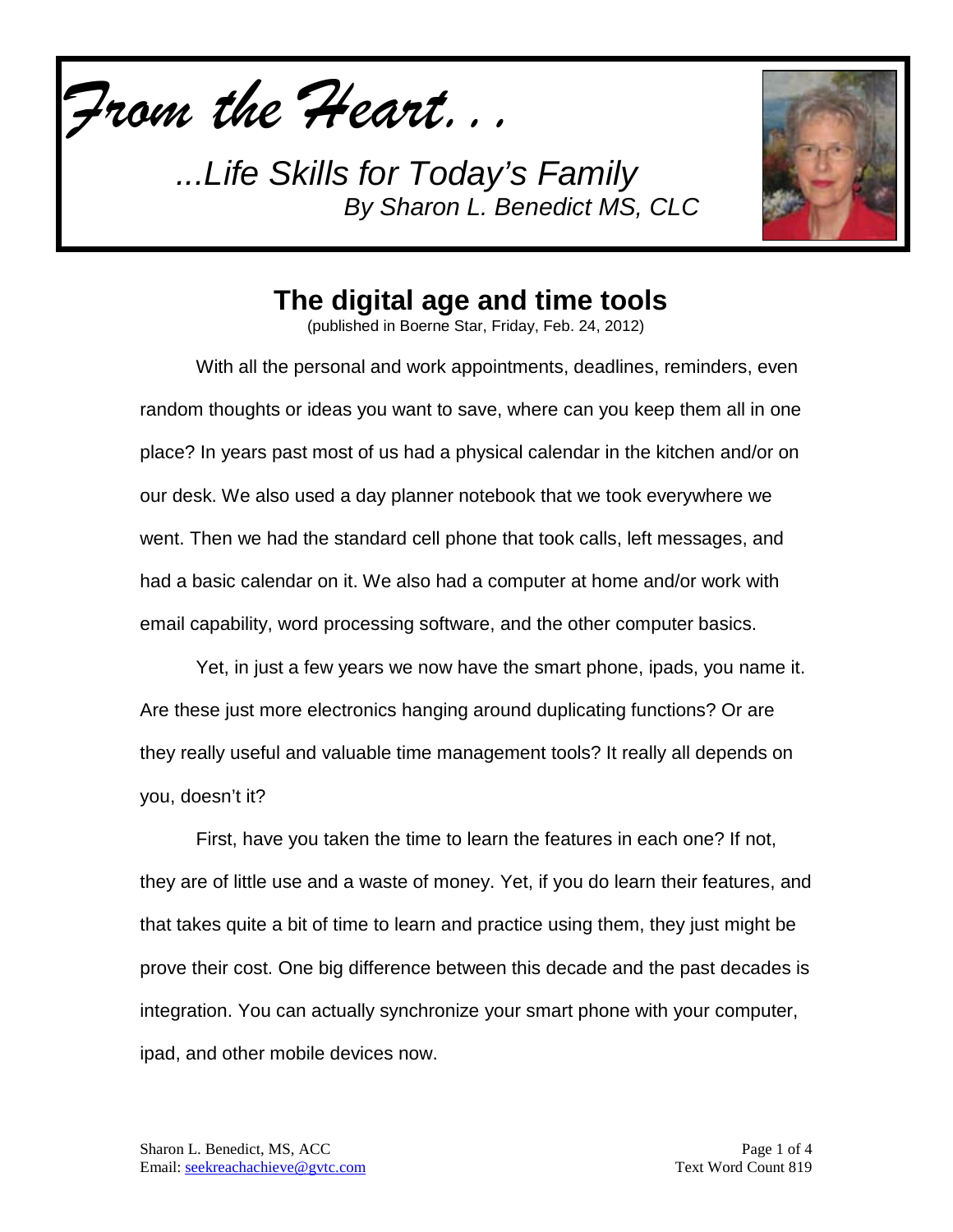*From the Heart...*

*...Life Skills for Today's Family*
*By Sharon L. Benedict MS, CLC*

## The digital age and time tools

(published in Boerne Star, Friday, Feb. 24, 2012)

With all the personal and work appointments, deadlines, reminders, even random thoughts or ideas you want to save, where can you keep them all in one place? In years past most of us had a physical calendar in the kitchen and/or on our desk. We also used a day planner notebook that we took everywhere we went. Then we had the standard cell phone that took calls, left messages, and had a basic calendar on it. We also had a computer at home and/or work with email capability, word processing software, and the other computer basics.

Yet, in just a few years we now have the smart phone, ipads, you name it. Are these just more electronics hanging around duplicating functions? Or are they really useful and valuable time management tools? It really all depends on you, doesn't it?

First, have you taken the time to learn the features in each one? If not, they are of little use and a waste of money. Yet, if you do learn their features, and that takes quite a bit of time to learn and practice using them, they just might be prove their cost. One big difference between this decade and the past decades is integration. You can actually synchronize your smart phone with your computer, ipad, and other mobile devices now.

Sharon L. Benedict, MS, ACC
Email: seekreachachieve@gvtc.com

Text Word Count 819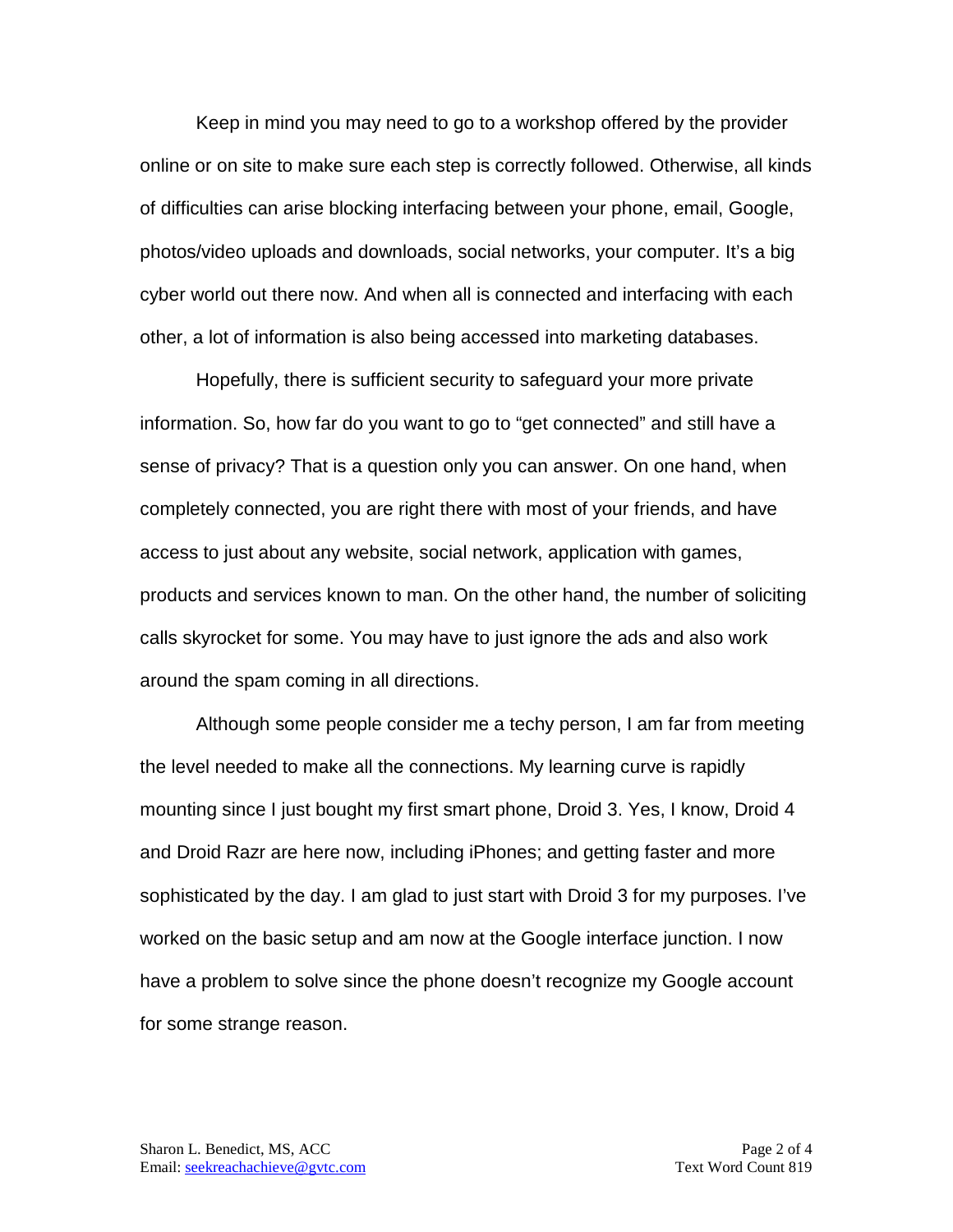Keep in mind you may need to go to a workshop offered by the provider online or on site to make sure each step is correctly followed. Otherwise, all kinds of difficulties can arise blocking interfacing between your phone, email, Google, photos/video uploads and downloads, social networks, your computer. It's a big cyber world out there now. And when all is connected and interfacing with each other, a lot of information is also being accessed into marketing databases.

Hopefully, there is sufficient security to safeguard your more private information. So, how far do you want to go to "get connected" and still have a sense of privacy? That is a question only you can answer. On one hand, when completely connected, you are right there with most of your friends, and have access to just about any website, social network, application with games, products and services known to man. On the other hand, the number of soliciting calls skyrocket for some. You may have to just ignore the ads and also work around the spam coming in all directions.

Although some people consider me a techy person, I am far from meeting the level needed to make all the connections. My learning curve is rapidly mounting since I just bought my first smart phone, Droid 3. Yes, I know, Droid 4 and Droid Razr are here now, including iPhones; and getting faster and more sophisticated by the day. I am glad to just start with Droid 3 for my purposes. I've worked on the basic setup and am now at the Google interface junction. I now have a problem to solve since the phone doesn't recognize my Google account for some strange reason.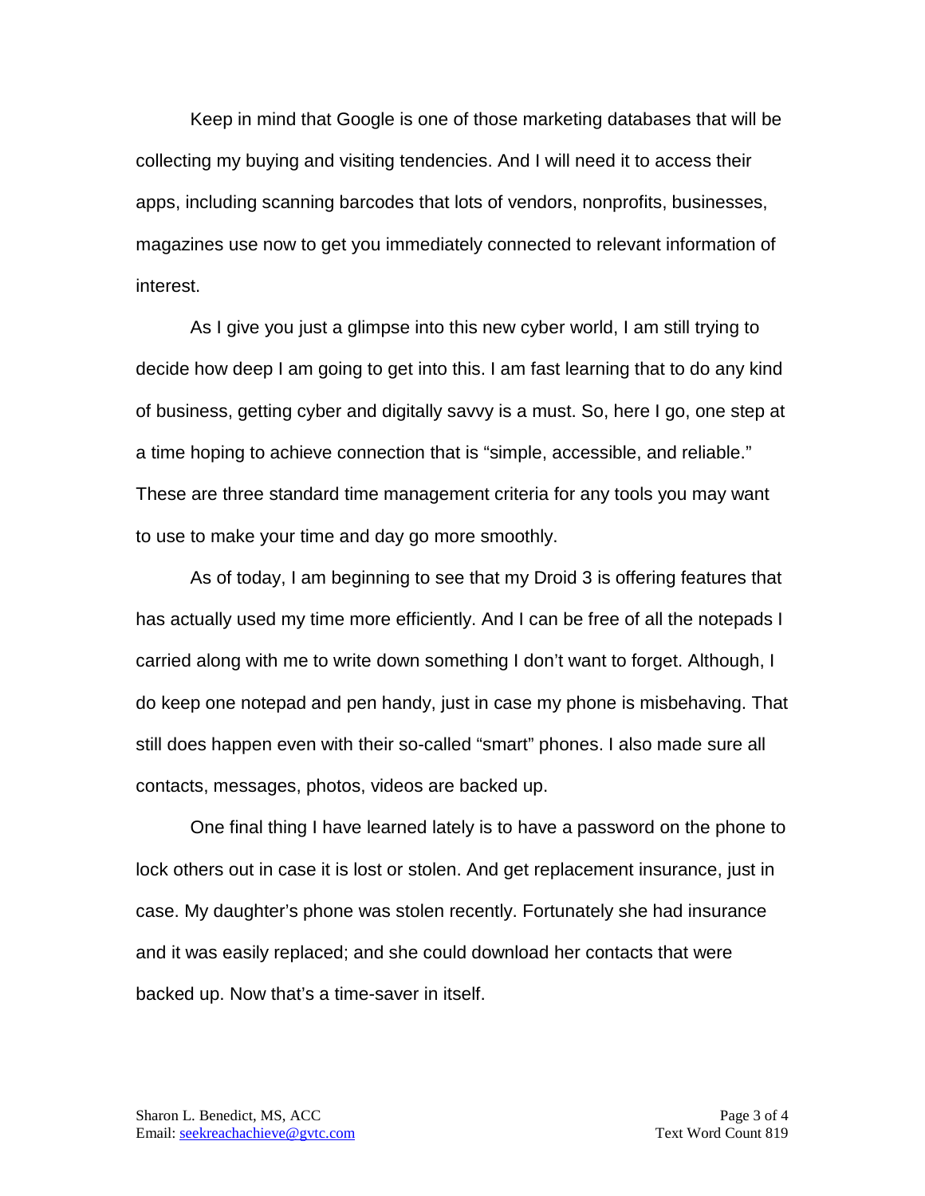Keep in mind that Google is one of those marketing databases that will be collecting my buying and visiting tendencies. And I will need it to access their apps, including scanning barcodes that lots of vendors, nonprofits, businesses, magazines use now to get you immediately connected to relevant information of interest.

As I give you just a glimpse into this new cyber world, I am still trying to decide how deep I am going to get into this. I am fast learning that to do any kind of business, getting cyber and digitally savvy is a must. So, here I go, one step at a time hoping to achieve connection that is "simple, accessible, and reliable." These are three standard time management criteria for any tools you may want to use to make your time and day go more smoothly.

As of today, I am beginning to see that my Droid 3 is offering features that has actually used my time more efficiently. And I can be free of all the notepads I carried along with me to write down something I don't want to forget. Although, I do keep one notepad and pen handy, just in case my phone is misbehaving. That still does happen even with their so-called "smart" phones. I also made sure all contacts, messages, photos, videos are backed up.

One final thing I have learned lately is to have a password on the phone to lock others out in case it is lost or stolen. And get replacement insurance, just in case. My daughter's phone was stolen recently. Fortunately she had insurance and it was easily replaced; and she could download her contacts that were backed up. Now that's a time-saver in itself.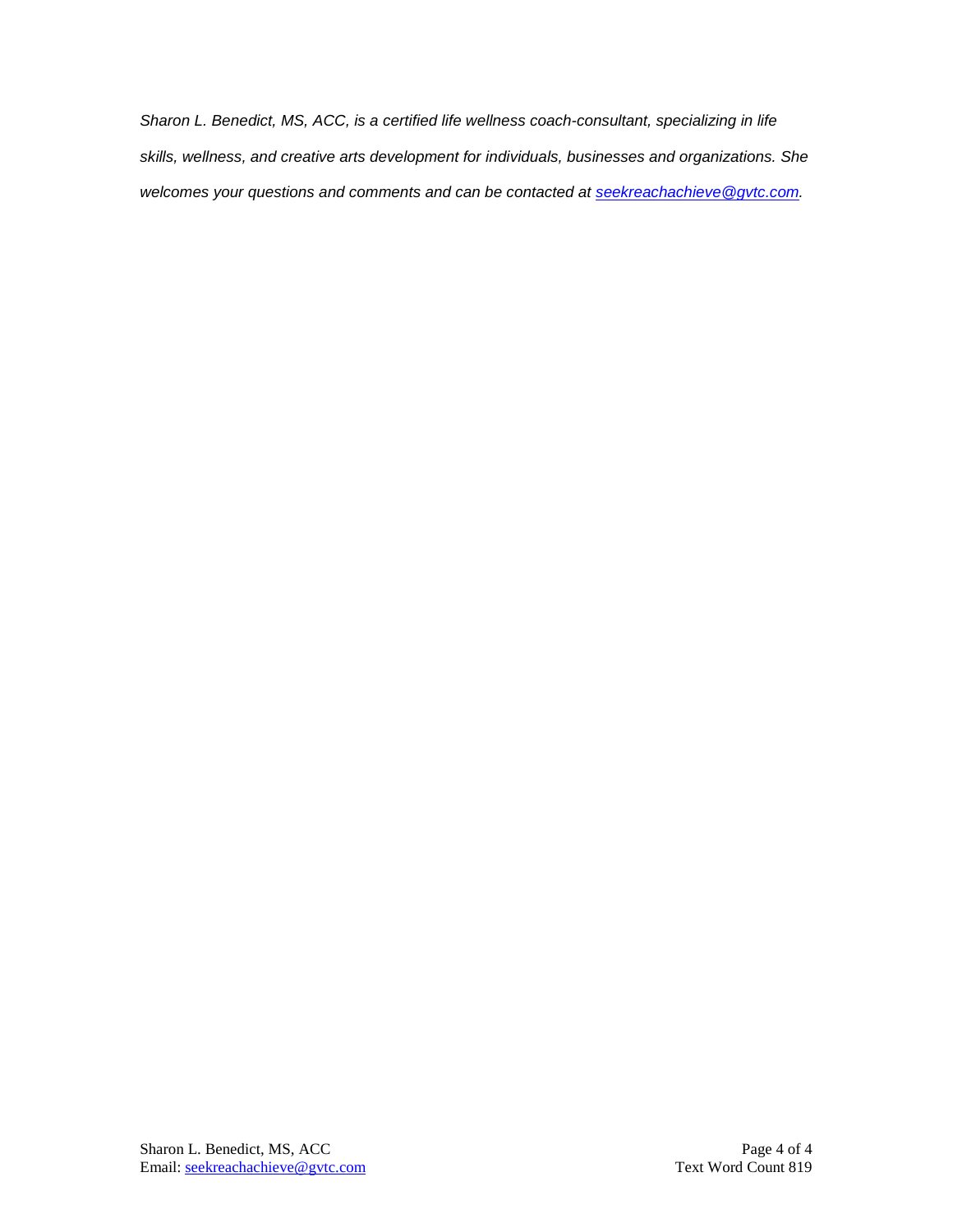*Sharon L. Benedict, MS, ACC, is a certified life wellness coach-consultant, specializing in life skills, wellness, and creative arts development for individuals, businesses and organizations. She welcomes your questions and comments and can be contacted at seekreachachieve@gvtc.com.*